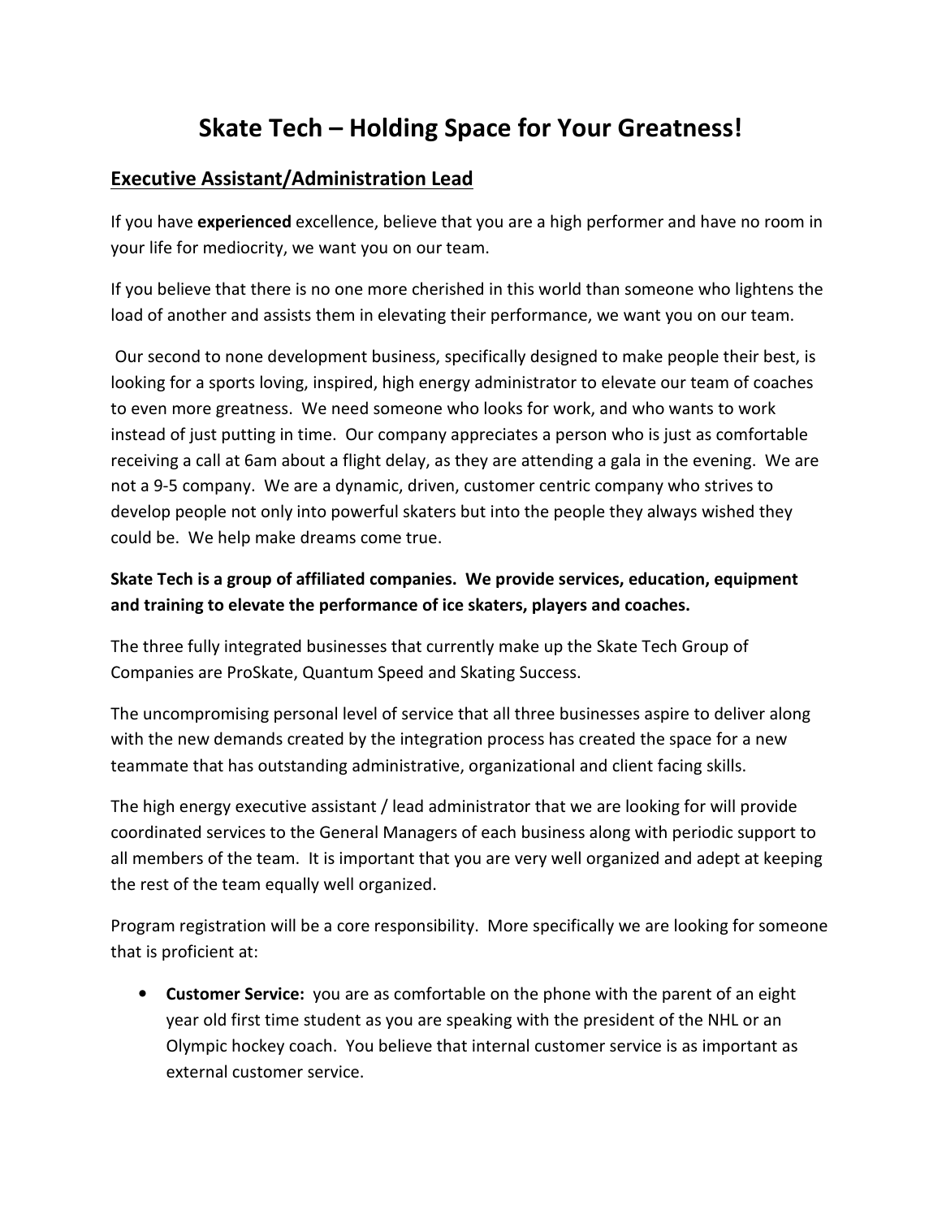# Skate Tech – Holding Space for Your Greatness!

## Executive Assistant/Administration Lead

If you have **experienced** excellence, believe that you are a high performer and have no room in your life for mediocrity, we want you on our team.

If you believe that there is no one more cherished in this world than someone who lightens the load of another and assists them in elevating their performance, we want you on our team.

Our second to none development business, specifically designed to make people their best, is looking for a sports loving, inspired, high energy administrator to elevate our team of coaches to even more greatness. We need someone who looks for work, and who wants to work instead of just putting in time. Our company appreciates a person who is just as comfortable receiving a call at 6am about a flight delay, as they are attending a gala in the evening. We are not a 9-5 company. We are a dynamic, driven, customer centric company who strives to develop people not only into powerful skaters but into the people they always wished they could be. We help make dreams come true.

**Skate Tech is a group of affiliated companies. We provide services, education, equipment and training to elevate the performance of ice skaters, players and coaches.**

The three fully integrated businesses that currently make up the Skate Tech Group of Companies are ProSkate, Quantum Speed and Skating Success.

The uncompromising personal level of service that all three businesses aspire to deliver along with the new demands created by the integration process has created the space for a new teammate that has outstanding administrative, organizational and client facing skills.

The high energy executive assistant / lead administrator that we are looking for will provide coordinated services to the General Managers of each business along with periodic support to all members of the team. It is important that you are very well organized and adept at keeping the rest of the team equally well organized.

Program registration will be a core responsibility. More specifically we are looking for someone that is proficient at:

- **Customer Service:** you are as comfortable on the phone with the parent of an eight year old first time student as you are speaking with the president of the NHL or an Olympic hockey coach. You believe that internal customer service is as important as external customer service.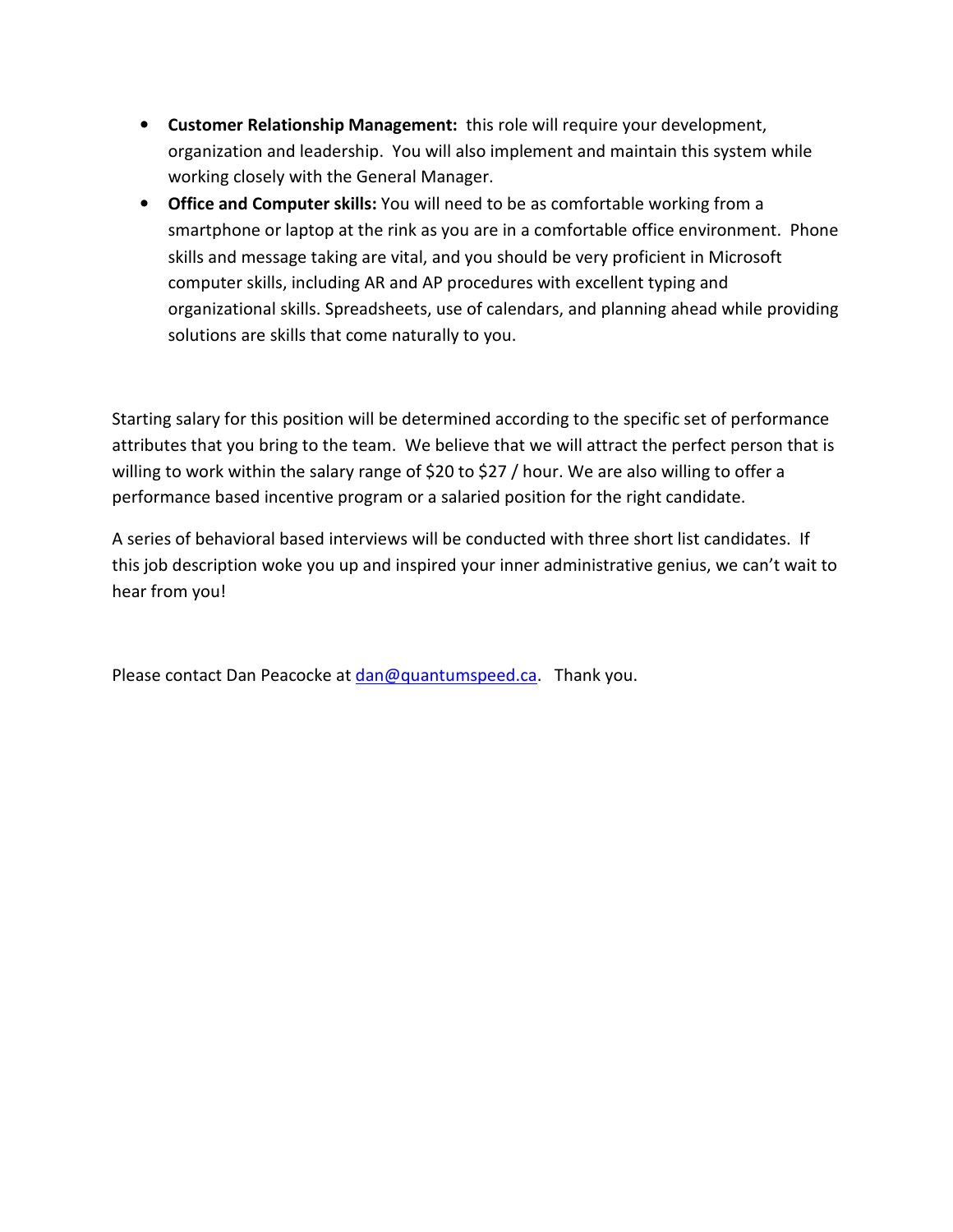- **Customer Relationship Management:** this role will require your development, organization and leadership. You will also implement and maintain this system while working closely with the General Manager.
- **Office and Computer skills:** You will need to be as comfortable working from a smartphone or laptop at the rink as you are in a comfortable office environment. Phone skills and message taking are vital, and you should be very proficient in Microsoft computer skills, including AR and AP procedures with excellent typing and organizational skills. Spreadsheets, use of calendars, and planning ahead while providing solutions are skills that come naturally to you.

Starting salary for this position will be determined according to the specific set of performance attributes that you bring to the team. We believe that we will attract the perfect person that is willing to work within the salary range of $20 to $27 / hour. We are also willing to offer a performance based incentive program or a salaried position for the right candidate.

A series of behavioral based interviews will be conducted with three short list candidates. If this job description woke you up and inspired your inner administrative genius, we can't wait to hear from you!

Please contact Dan Peacocke at [dan@quantumspeed.ca](mailto:dan@quantumspeed.ca). Thank you.